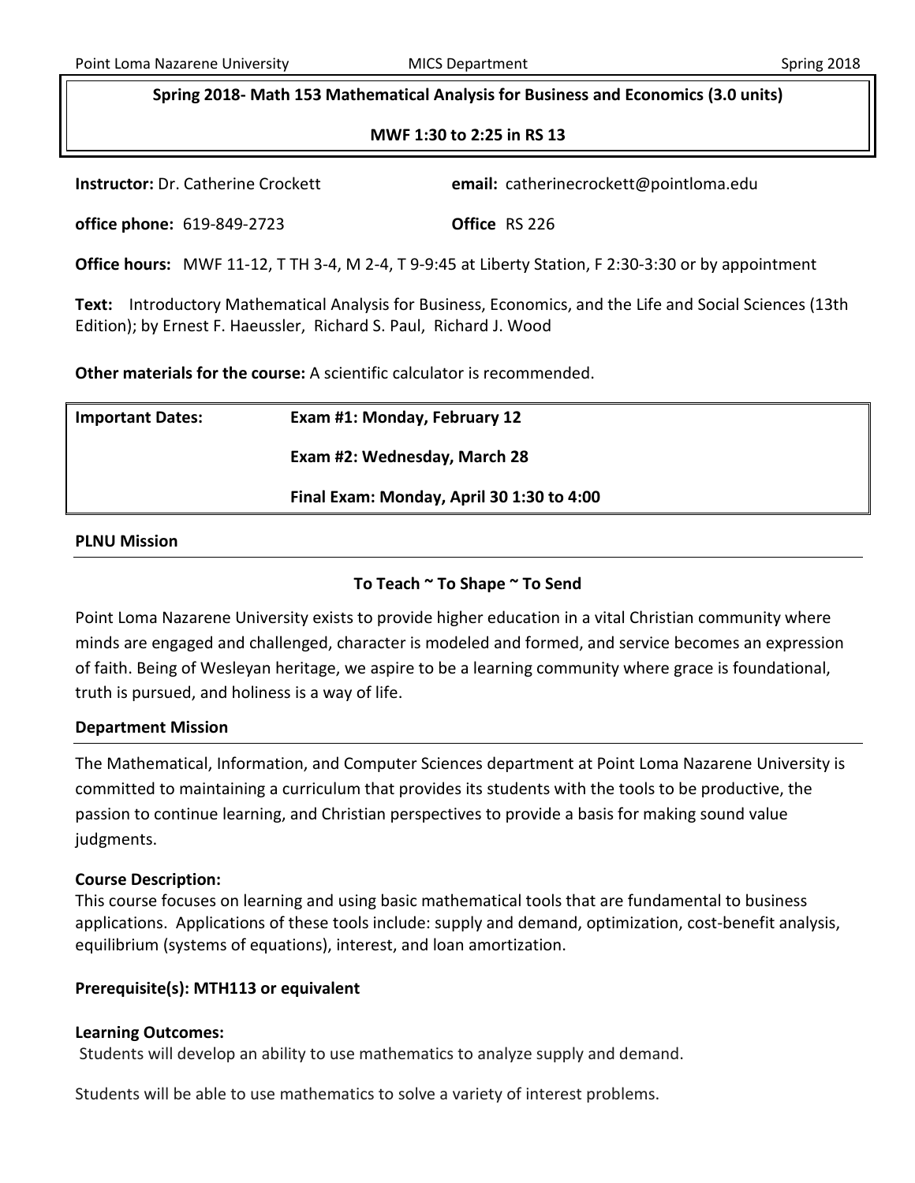**Spring 2018- Math 153 Mathematical Analysis for Business and Economics (3.0 units)**

**MWF 1:30 to 2:25 in RS 13**

**Instructor:** Dr. Catherine Crockett **email:** catherinecrockett@pointloma.edu

**office phone:** 619-849-2723 **Office** RS 226

**Office hours:** MWF 11-12, T TH 3-4, M 2-4, T 9-9:45 at Liberty Station, F 2:30-3:30 or by appointment

**Text:** Introductory Mathematical Analysis for Business, Economics, and the Life and Social Sciences (13th Edition); by Ernest F. Haeussler, Richard S. Paul, Richard J. Wood

**Other materials for the course:** A scientific calculator is recommended.

| **Important Dates:** | **Exam #1: Monday, February 12** |
| --- | --- |
| | **Exam #2: Wednesday, March 28** |
| | **Final Exam: Monday, April 30 1:30 to 4:00** |

## PLNU Mission

**To Teach ~ To Shape ~ To Send**

Point Loma Nazarene University exists to provide higher education in a vital Christian community where minds are engaged and challenged, character is modeled and formed, and service becomes an expression of faith. Being of Wesleyan heritage, we aspire to be a learning community where grace is foundational, truth is pursued, and holiness is a way of life.

## Department Mission

The Mathematical, Information, and Computer Sciences department at Point Loma Nazarene University is committed to maintaining a curriculum that provides its students with the tools to be productive, the passion to continue learning, and Christian perspectives to provide a basis for making sound value judgments.

**Course Description:**

This course focuses on learning and using basic mathematical tools that are fundamental to business applications. Applications of these tools include: supply and demand, optimization, cost-benefit analysis, equilibrium (systems of equations), interest, and loan amortization.

**Prerequisite(s): MTH113 or equivalent**

**Learning Outcomes:**

Students will develop an ability to use mathematics to analyze supply and demand.

Students will be able to use mathematics to solve a variety of interest problems.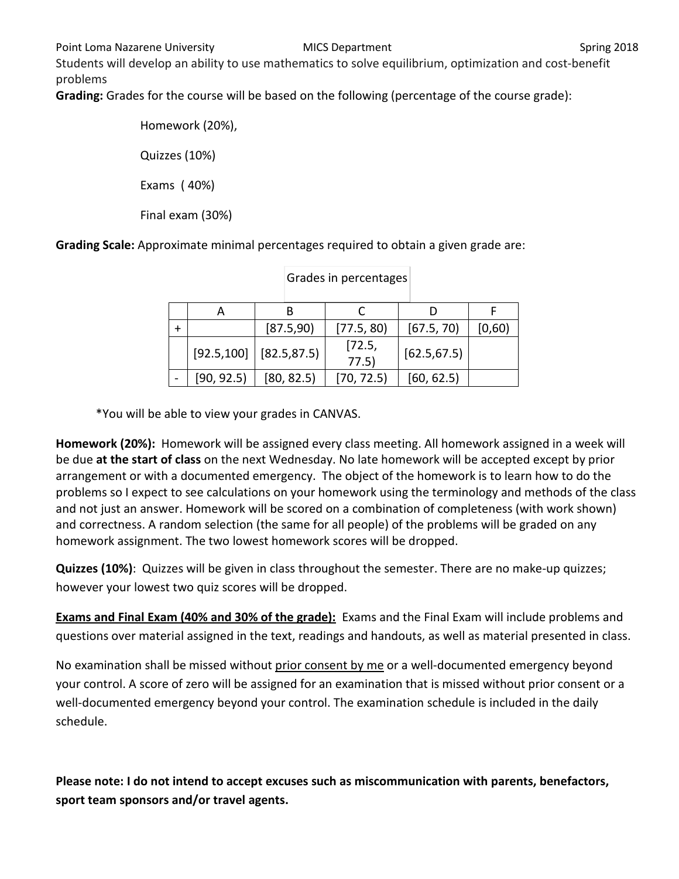Students will develop an ability to use mathematics to solve equilibrium, optimization and cost-benefit problems

**Grading:** Grades for the course will be based on the following (percentage of the course grade):

Homework (20%),

Quizzes (10%)

Exams ( 40%)

Final exam (30%)

**Grading Scale:** Approximate minimal percentages required to obtain a given grade are:

Grades in percentages

| | A | B | C | D | F |
|---|---|---|---|---|---|
| + | | [87.5,90) | [77.5, 80) | [67.5, 70) | [0,60) |
| | [92.5,100] | [82.5,87.5) | [72.5, 77.5) | [62.5,67.5) | |
| - | [90, 92.5) | [80, 82.5) | [70, 72.5) | [60, 62.5) | |

*You will be able to view your grades in CANVAS.

**Homework (20%):** Homework will be assigned every class meeting. All homework assigned in a week will be due **at the start of class** on the next Wednesday. No late homework will be accepted except by prior arrangement or with a documented emergency. The object of the homework is to learn how to do the problems so I expect to see calculations on your homework using the terminology and methods of the class and not just an answer. Homework will be scored on a combination of completeness (with work shown) and correctness. A random selection (the same for all people) of the problems will be graded on any homework assignment. The two lowest homework scores will be dropped.

**Quizzes (10%)**: Quizzes will be given in class throughout the semester. There are no make-up quizzes; however your lowest two quiz scores will be dropped.

**Exams and Final Exam (40% and 30% of the grade):** Exams and the Final Exam will include problems and questions over material assigned in the text, readings and handouts, as well as material presented in class.

No examination shall be missed without prior consent by me or a well-documented emergency beyond your control. A score of zero will be assigned for an examination that is missed without prior consent or a well-documented emergency beyond your control. The examination schedule is included in the daily schedule.

**Please note: I do not intend to accept excuses such as miscommunication with parents, benefactors, sport team sponsors and/or travel agents.**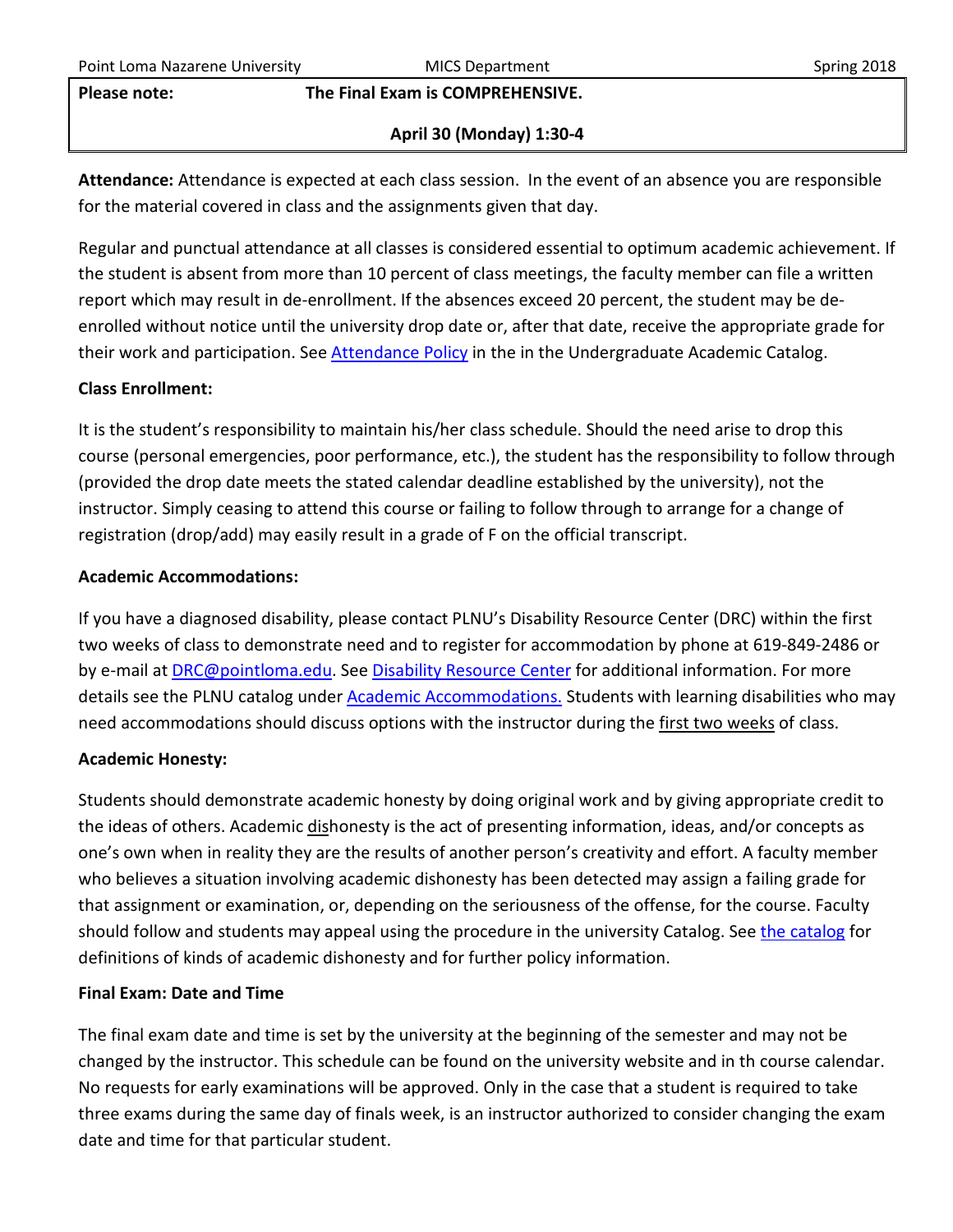**Please note: The Final Exam is COMPREHENSIVE.**

**April 30 (Monday) 1:30-4**

**Attendance:** Attendance is expected at each class session. In the event of an absence you are responsible for the material covered in class and the assignments given that day.

Regular and punctual attendance at all classes is considered essential to optimum academic achievement. If the student is absent from more than 10 percent of class meetings, the faculty member can file a written report which may result in de-enrollment. If the absences exceed 20 percent, the student may be de-enrolled without notice until the university drop date or, after that date, receive the appropriate grade for their work and participation. See Attendance Policy in the in the Undergraduate Academic Catalog.

**Class Enrollment:**

It is the student's responsibility to maintain his/her class schedule. Should the need arise to drop this course (personal emergencies, poor performance, etc.), the student has the responsibility to follow through (provided the drop date meets the stated calendar deadline established by the university), not the instructor. Simply ceasing to attend this course or failing to follow through to arrange for a change of registration (drop/add) may easily result in a grade of F on the official transcript.

**Academic Accommodations:**

If you have a diagnosed disability, please contact PLNU's Disability Resource Center (DRC) within the first two weeks of class to demonstrate need and to register for accommodation by phone at 619-849-2486 or by e-mail at DRC@pointloma.edu. See Disability Resource Center for additional information. For more details see the PLNU catalog under Academic Accommodations. Students with learning disabilities who may need accommodations should discuss options with the instructor during the first two weeks of class.

**Academic Honesty:**

Students should demonstrate academic honesty by doing original work and by giving appropriate credit to the ideas of others. Academic dishonesty is the act of presenting information, ideas, and/or concepts as one's own when in reality they are the results of another person's creativity and effort. A faculty member who believes a situation involving academic dishonesty has been detected may assign a failing grade for that assignment or examination, or, depending on the seriousness of the offense, for the course. Faculty should follow and students may appeal using the procedure in the university Catalog. See the catalog for definitions of kinds of academic dishonesty and for further policy information.

**Final Exam: Date and Time**

The final exam date and time is set by the university at the beginning of the semester and may not be changed by the instructor. This schedule can be found on the university website and in th course calendar. No requests for early examinations will be approved. Only in the case that a student is required to take three exams during the same day of finals week, is an instructor authorized to consider changing the exam date and time for that particular student.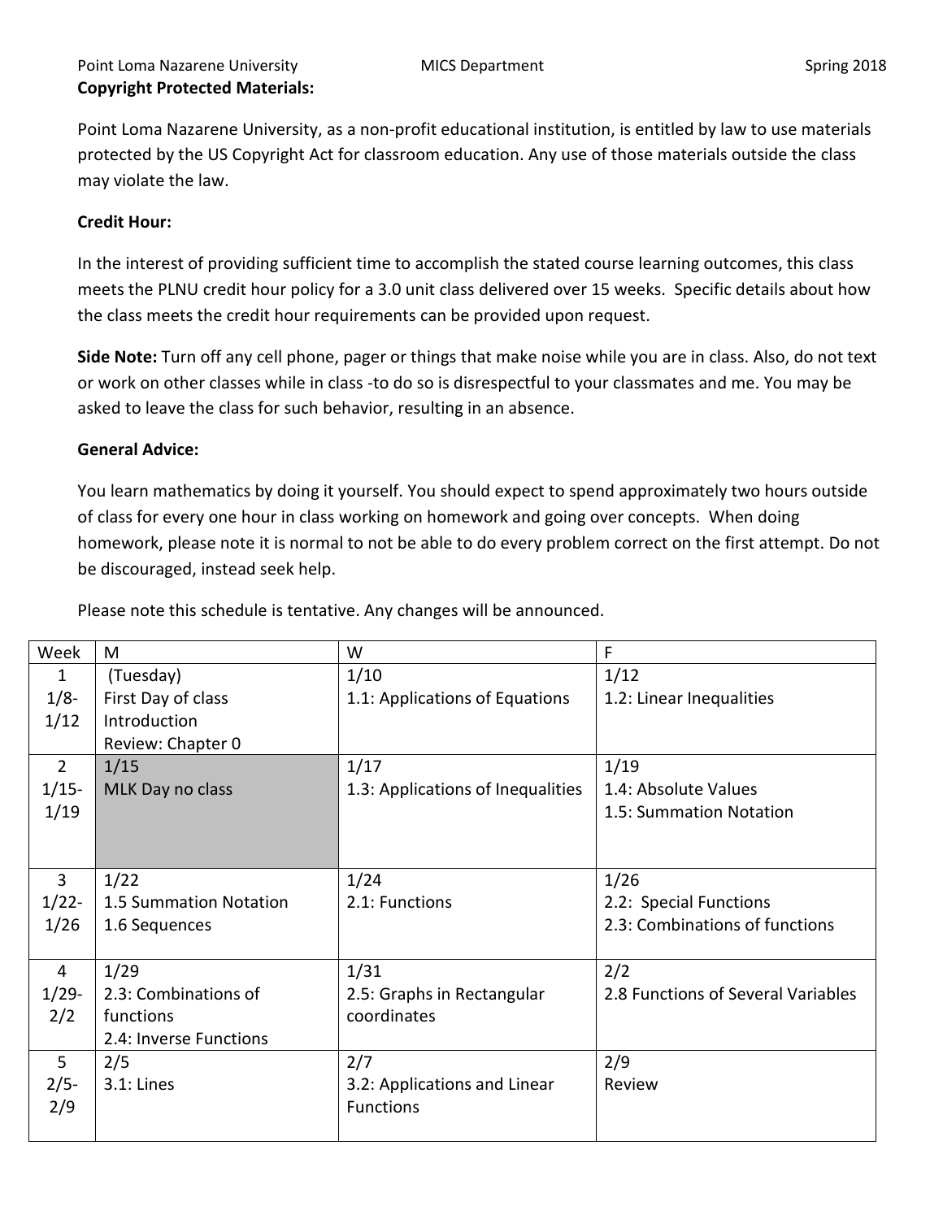**Copyright Protected Materials:**

Point Loma Nazarene University, as a non-profit educational institution, is entitled by law to use materials protected by the US Copyright Act for classroom education. Any use of those materials outside the class may violate the law.

**Credit Hour:**

In the interest of providing sufficient time to accomplish the stated course learning outcomes, this class meets the PLNU credit hour policy for a 3.0 unit class delivered over 15 weeks. Specific details about how the class meets the credit hour requirements can be provided upon request.

**Side Note:** Turn off any cell phone, pager or things that make noise while you are in class. Also, do not text or work on other classes while in class -to do so is disrespectful to your classmates and me. You may be asked to leave the class for such behavior, resulting in an absence.

**General Advice:**

You learn mathematics by doing it yourself. You should expect to spend approximately two hours outside of class for every one hour in class working on homework and going over concepts. When doing homework, please note it is normal to not be able to do every problem correct on the first attempt. Do not be discouraged, instead seek help.

Please note this schedule is tentative. Any changes will be announced.

| Week | M | W | F |
|---|---|---|---|
| 1<br>1/8-<br>1/12 | (Tuesday)<br>First Day of class<br>Introduction<br>Review: Chapter 0 | 1/10<br>1.1: Applications of Equations | 1/12<br>1.2: Linear Inequalities |
| 2<br>1/15-<br>1/19 | 1/15<br>MLK Day no class | 1/17<br>1.3: Applications of Inequalities | 1/19<br>1.4: Absolute Values<br>1.5: Summation Notation |
| 3<br>1/22-<br>1/26 | 1/22<br>1.5 Summation Notation<br>1.6 Sequences | 1/24<br>2.1: Functions | 1/26<br>2.2: Special Functions<br>2.3: Combinations of functions |
| 4<br>1/29-<br>2/2 | 1/29<br>2.3: Combinations of functions<br>2.4: Inverse Functions | 1/31<br>2.5: Graphs in Rectangular coordinates | 2/2<br>2.8 Functions of Several Variables |
| 5<br>2/5-<br>2/9 | 2/5<br>3.1: Lines | 2/7<br>3.2: Applications and Linear Functions | 2/9<br>Review |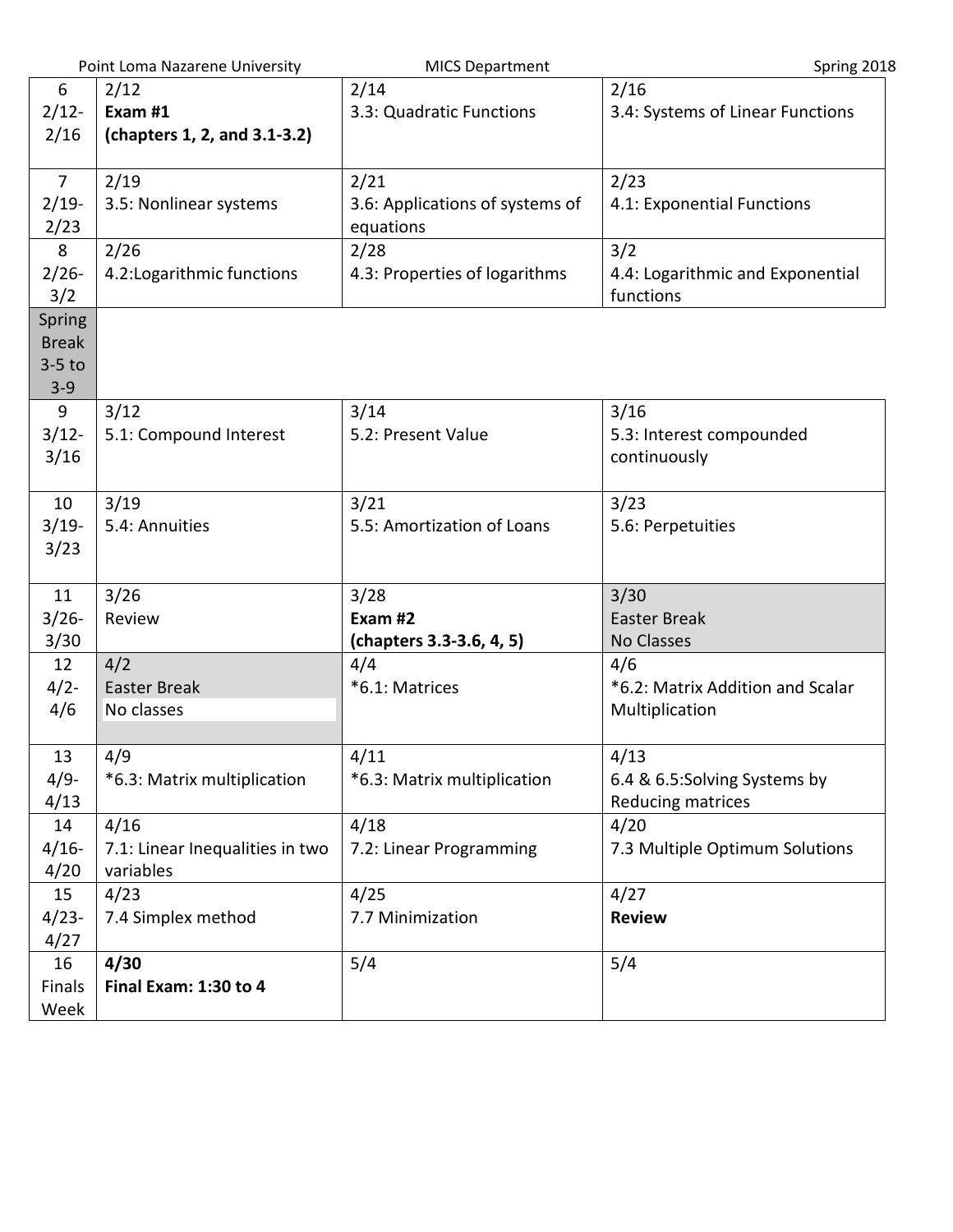| | | | |
|---|---|---|---|
| 6<br>2/12-2/16 | 2/12<br>**Exam #1**<br>**(chapters 1, 2, and 3.1-3.2)** | 2/14<br>3.3: Quadratic Functions | 2/16<br>3.4: Systems of Linear Functions |
| 7<br>2/19-2/23 | 2/19<br>3.5: Nonlinear systems | 2/21<br>3.6: Applications of systems of equations | 2/23<br>4.1: Exponential Functions |
| 8<br>2/26-3/2 | 2/26<br>4.2:Logarithmic functions | 2/28<br>4.3: Properties of logarithms | 3/2<br>4.4: Logarithmic and Exponential functions |
| Spring Break 3-5 to 3-9 | | | |
| 9<br>3/12-3/16 | 3/12<br>5.1: Compound Interest | 3/14<br>5.2: Present Value | 3/16<br>5.3: Interest compounded continuously |
| 10<br>3/19-3/23 | 3/19<br>5.4: Annuities | 3/21<br>5.5: Amortization of Loans | 3/23<br>5.6: Perpetuities |
| 11<br>3/26-3/30 | 3/26<br>Review | 3/28<br>**Exam #2**<br>**(chapters 3.3-3.6, 4, 5)** | 3/30<br>Easter Break<br>No Classes |
| 12<br>4/2-4/6 | 4/2<br>Easter Break<br>No classes | 4/4<br>*6.1: Matrices | 4/6<br>*6.2: Matrix Addition and Scalar Multiplication |
| 13<br>4/9-4/13 | 4/9<br>*6.3: Matrix multiplication | 4/11<br>*6.3: Matrix multiplication | 4/13<br>6.4 & 6.5:Solving Systems by Reducing matrices |
| 14<br>4/16-4/20 | 4/16<br>7.1: Linear Inequalities in two variables | 4/18<br>7.2: Linear Programming | 4/20<br>7.3 Multiple Optimum Solutions |
| 15<br>4/23-4/27 | 4/23<br>7.4 Simplex method | 4/25<br>7.7 Minimization | 4/27<br>**Review** |
| 16<br>Finals Week | **4/30**<br>**Final Exam: 1:30 to 4** | 5/4 | 5/4 |